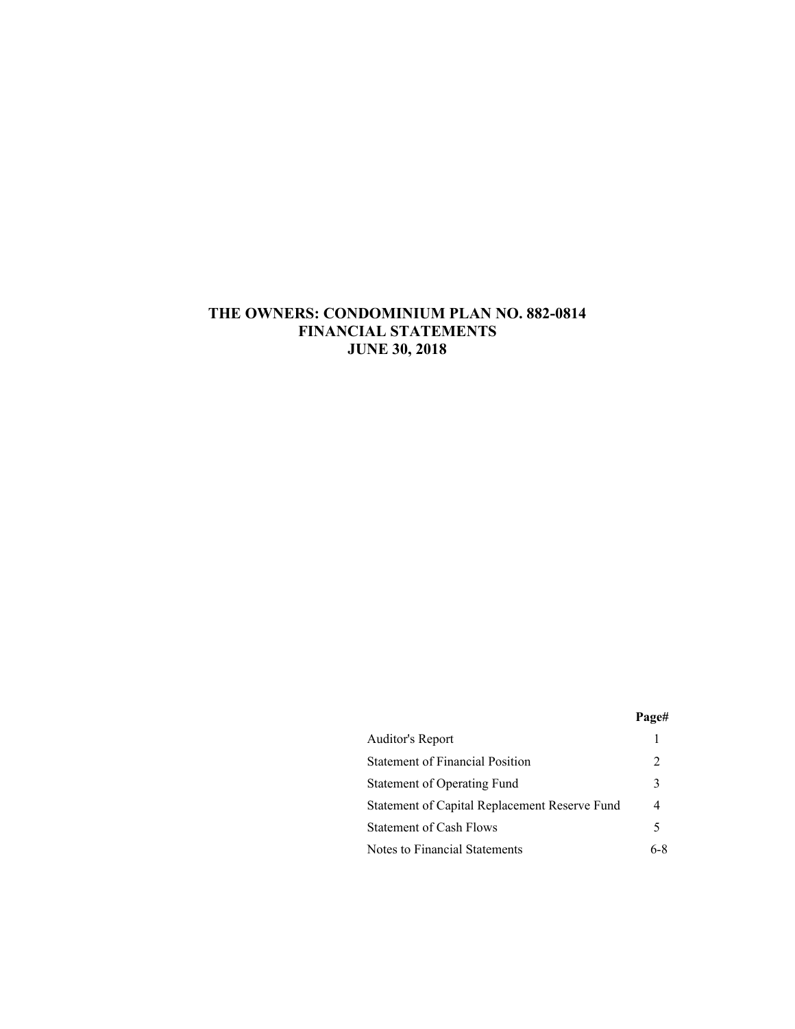# THE OWNERS: CONDOMINIUM PLAN NO. 882-0814
## FINANCIAL STATEMENTS
## JUNE 30, 2018

| | **Page#** |
|---|---|
| Auditor's Report | 1 |
| Statement of Financial Position | 2 |
| Statement of Operating Fund | 3 |
| Statement of Capital Replacement Reserve Fund | 4 |
| Statement of Cash Flows | 5 |
| Notes to Financial Statements | 6-8 |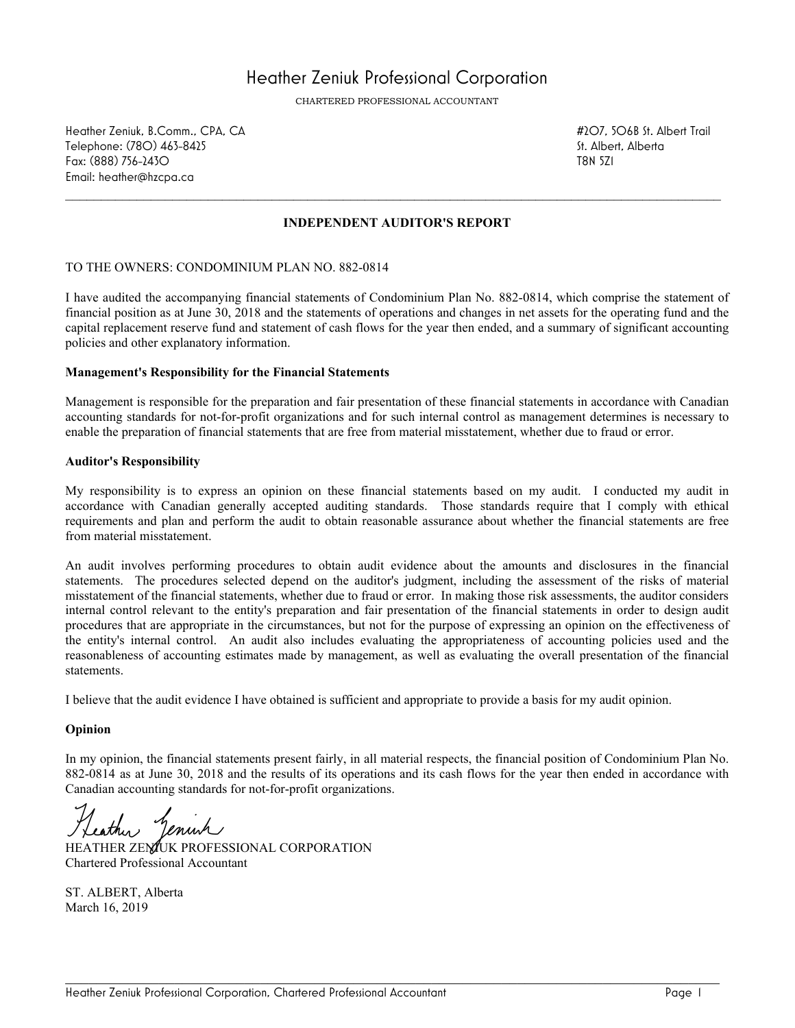# Heather Zeniuk Professional Corporation

CHARTERED PROFESSIONAL ACCOUNTANT

Heather Zeniuk, B.Comm., CPA, CA
Telephone: (780) 463-8425
Fax: (888) 756-2430
Email: heather@hzcpa.ca

#207, 506B St. Albert Trail
St. Albert, Alberta
T8N 5Z1

---

## INDEPENDENT AUDITOR'S REPORT

TO THE OWNERS: CONDOMINIUM PLAN NO. 882-0814

I have audited the accompanying financial statements of Condominium Plan No. 882-0814, which comprise the statement of financial position as at June 30, 2018 and the statements of operations and changes in net assets for the operating fund and the capital replacement reserve fund and statement of cash flows for the year then ended, and a summary of significant accounting policies and other explanatory information.

### Management's Responsibility for the Financial Statements

Management is responsible for the preparation and fair presentation of these financial statements in accordance with Canadian accounting standards for not-for-profit organizations and for such internal control as management determines is necessary to enable the preparation of financial statements that are free from material misstatement, whether due to fraud or error.

### Auditor's Responsibility

My responsibility is to express an opinion on these financial statements based on my audit. I conducted my audit in accordance with Canadian generally accepted auditing standards. Those standards require that I comply with ethical requirements and plan and perform the audit to obtain reasonable assurance about whether the financial statements are free from material misstatement.

An audit involves performing procedures to obtain audit evidence about the amounts and disclosures in the financial statements. The procedures selected depend on the auditor's judgment, including the assessment of the risks of material misstatement of the financial statements, whether due to fraud or error. In making those risk assessments, the auditor considers internal control relevant to the entity's preparation and fair presentation of the financial statements in order to design audit procedures that are appropriate in the circumstances, but not for the purpose of expressing an opinion on the effectiveness of the entity's internal control. An audit also includes evaluating the appropriateness of accounting policies used and the reasonableness of accounting estimates made by management, as well as evaluating the overall presentation of the financial statements.

I believe that the audit evidence I have obtained is sufficient and appropriate to provide a basis for my audit opinion.

### Opinion

In my opinion, the financial statements present fairly, in all material respects, the financial position of Condominium Plan No. 882-0814 as at June 30, 2018 and the results of its operations and its cash flows for the year then ended in accordance with Canadian accounting standards for not-for-profit organizations.

Heather Zeniuk

HEATHER ZENIUK PROFESSIONAL CORPORATION
Chartered Professional Accountant

ST. ALBERT, Alberta
March 16, 2019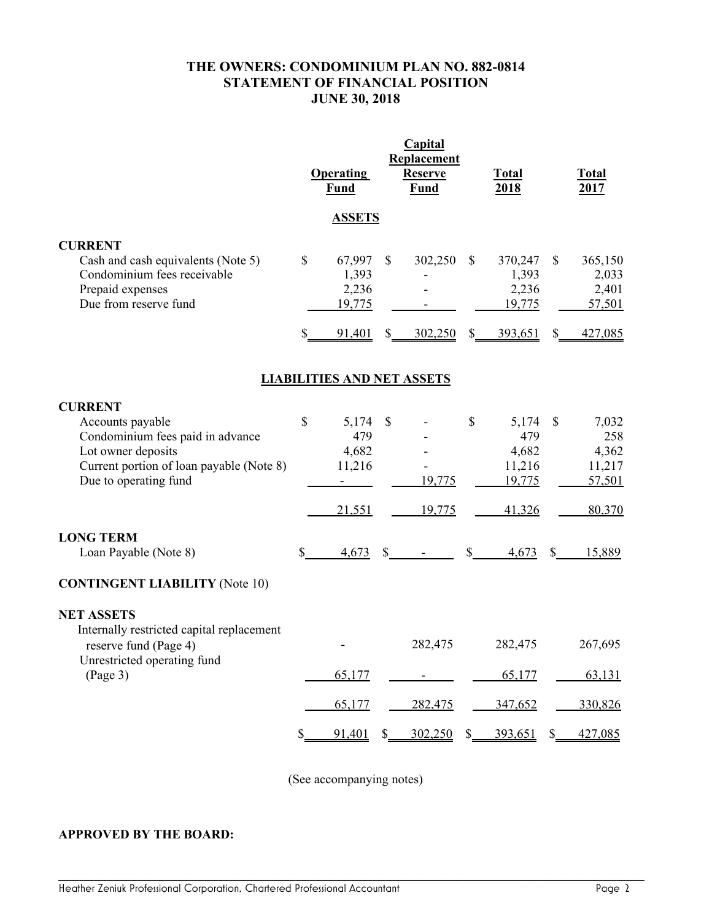# THE OWNERS: CONDOMINIUM PLAN NO. 882-0814
## STATEMENT OF FINANCIAL POSITION
## JUNE 30, 2018

| | Operating Fund | Capital Replacement Reserve Fund | Total 2018 | Total 2017 |
|---|---|---|---|---|
| **ASSETS** | | | | |
| **CURRENT** | | | | |
| Cash and cash equivalents (Note 5) | $ 67,997 | $ 302,250 | $ 370,247 | $ 365,150 |
| Condominium fees receivable | 1,393 | - | 1,393 | 2,033 |
| Prepaid expenses | 2,236 | - | 2,236 | 2,401 |
| Due from reserve fund | 19,775 | - | 19,775 | 57,501 |
| | $ 91,401 | $ 302,250 | $ 393,651 | $ 427,085 |
| **LIABILITIES AND NET ASSETS** | | | | |
| **CURRENT** | | | | |
| Accounts payable | $ 5,174 | $ - | $ 5,174 | $ 7,032 |
| Condominium fees paid in advance | 479 | - | 479 | 258 |
| Lot owner deposits | 4,682 | - | 4,682 | 4,362 |
| Current portion of loan payable (Note 8) | 11,216 | - | 11,216 | 11,217 |
| Due to operating fund | - | 19,775 | 19,775 | 57,501 |
| | 21,551 | 19,775 | 41,326 | 80,370 |
| **LONG TERM** | | | | |
| Loan Payable (Note 8) | $ 4,673 | $ - | $ 4,673 | $ 15,889 |
| **CONTINGENT LIABILITY** (Note 10) | | | | |
| **NET ASSETS** | | | | |
| Internally restricted capital replacement reserve fund (Page 4) | - | 282,475 | 282,475 | 267,695 |
| Unrestricted operating fund (Page 3) | 65,177 | - | 65,177 | 63,131 |
| | 65,177 | 282,475 | 347,652 | 330,826 |
| | $ 91,401 | $ 302,250 | $ 393,651 | $ 427,085 |

(See accompanying notes)

**APPROVED BY THE BOARD:**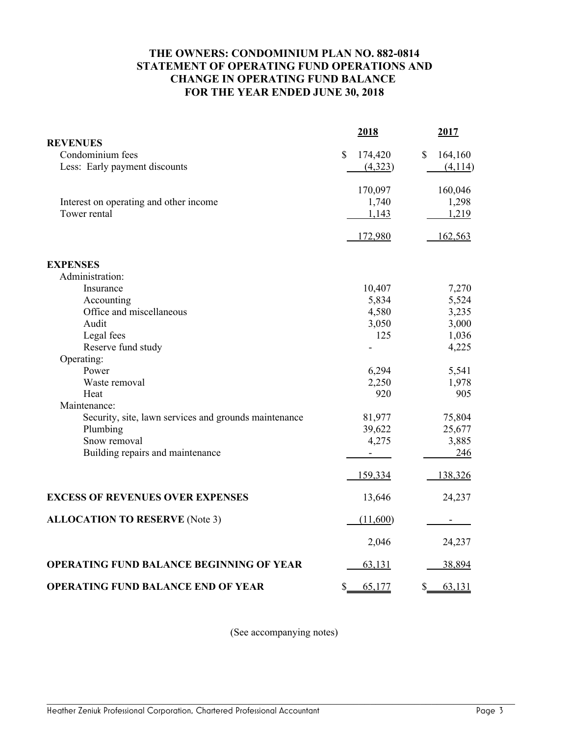# THE OWNERS: CONDOMINIUM PLAN NO. 882-0814
# STATEMENT OF OPERATING FUND OPERATIONS AND CHANGE IN OPERATING FUND BALANCE
# FOR THE YEAR ENDED JUNE 30, 2018

| | 2018 | 2017 |
|---|---|---|
| **REVENUES** | | |
| Condominium fees | $ 174,420 | $ 164,160 |
| Less: Early payment discounts | (4,323) | (4,114) |
| | 170,097 | 160,046 |
| Interest on operating and other income | 1,740 | 1,298 |
| Tower rental | 1,143 | 1,219 |
| | 172,980 | 162,563 |
| **EXPENSES** | | |
| Administration: | | |
| Insurance | 10,407 | 7,270 |
| Accounting | 5,834 | 5,524 |
| Office and miscellaneous | 4,580 | 3,235 |
| Audit | 3,050 | 3,000 |
| Legal fees | 125 | 1,036 |
| Reserve fund study | - | 4,225 |
| Operating: | | |
| Power | 6,294 | 5,541 |
| Waste removal | 2,250 | 1,978 |
| Heat | 920 | 905 |
| Maintenance: | | |
| Security, site, lawn services and grounds maintenance | 81,977 | 75,804 |
| Plumbing | 39,622 | 25,677 |
| Snow removal | 4,275 | 3,885 |
| Building repairs and maintenance | - | 246 |
| | 159,334 | 138,326 |
| **EXCESS OF REVENUES OVER EXPENSES** | 13,646 | 24,237 |
| **ALLOCATION TO RESERVE** (Note 3) | (11,600) | - |
| | 2,046 | 24,237 |
| **OPERATING FUND BALANCE BEGINNING OF YEAR** | 63,131 | 38,894 |
| **OPERATING FUND BALANCE END OF YEAR** | $ 65,177 | $ 63,131 |

(See accompanying notes)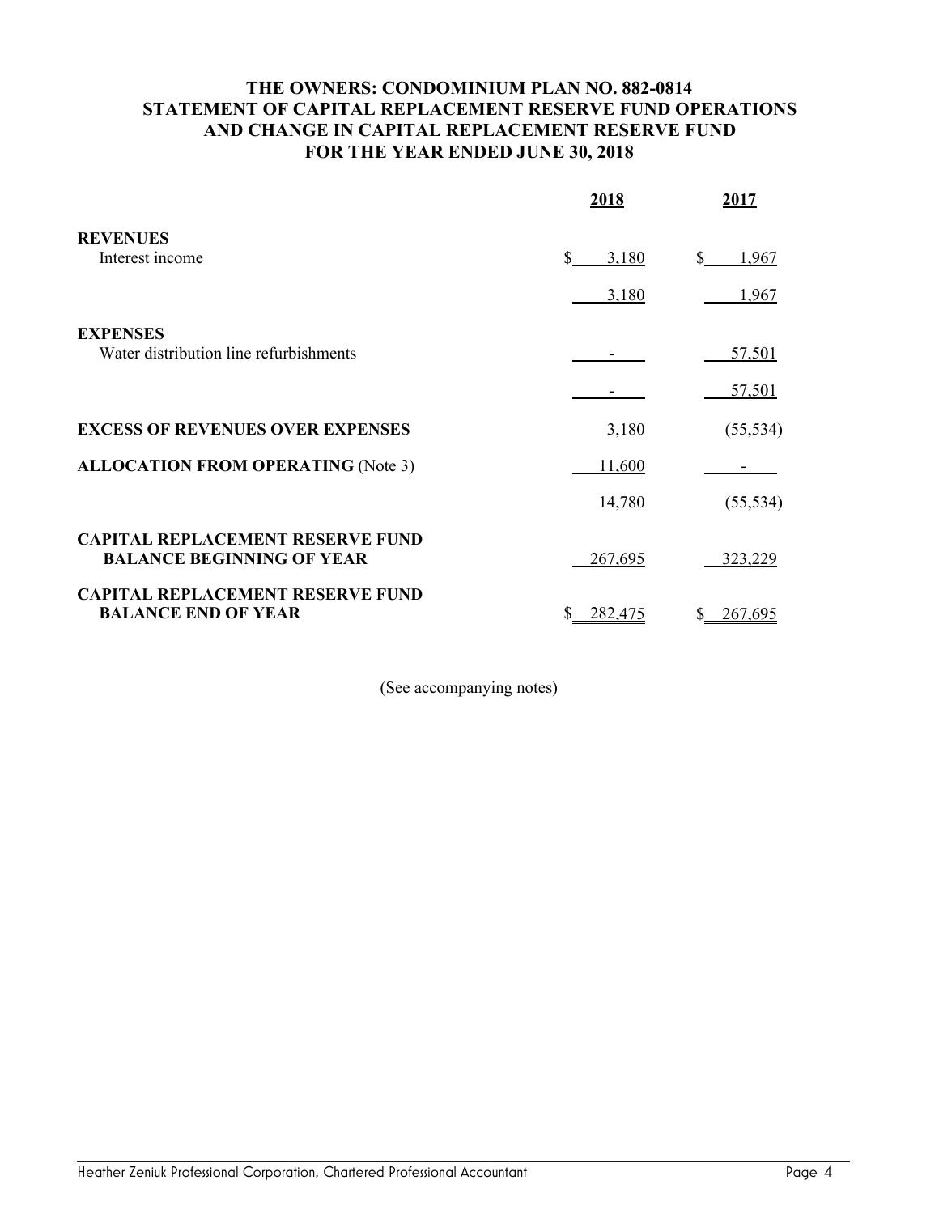# THE OWNERS: CONDOMINIUM PLAN NO. 882-0814
## STATEMENT OF CAPITAL REPLACEMENT RESERVE FUND OPERATIONS AND CHANGE IN CAPITAL REPLACEMENT RESERVE FUND
## FOR THE YEAR ENDED JUNE 30, 2018

| | 2018 | 2017 |
|---|---|---|
| **REVENUES** | | |
| Interest income | $ 3,180 | $ 1,967 |
| | 3,180 | 1,967 |
| **EXPENSES** | | |
| Water distribution line refurbishments | - | 57,501 |
| | - | 57,501 |
| **EXCESS OF REVENUES OVER EXPENSES** | 3,180 | (55,534) |
| **ALLOCATION FROM OPERATING** (Note 3) | 11,600 | - |
| | 14,780 | (55,534) |
| **CAPITAL REPLACEMENT RESERVE FUND BALANCE BEGINNING OF YEAR** | 267,695 | 323,229 |
| **CAPITAL REPLACEMENT RESERVE FUND BALANCE END OF YEAR** | $ 282,475 | $ 267,695 |

(See accompanying notes)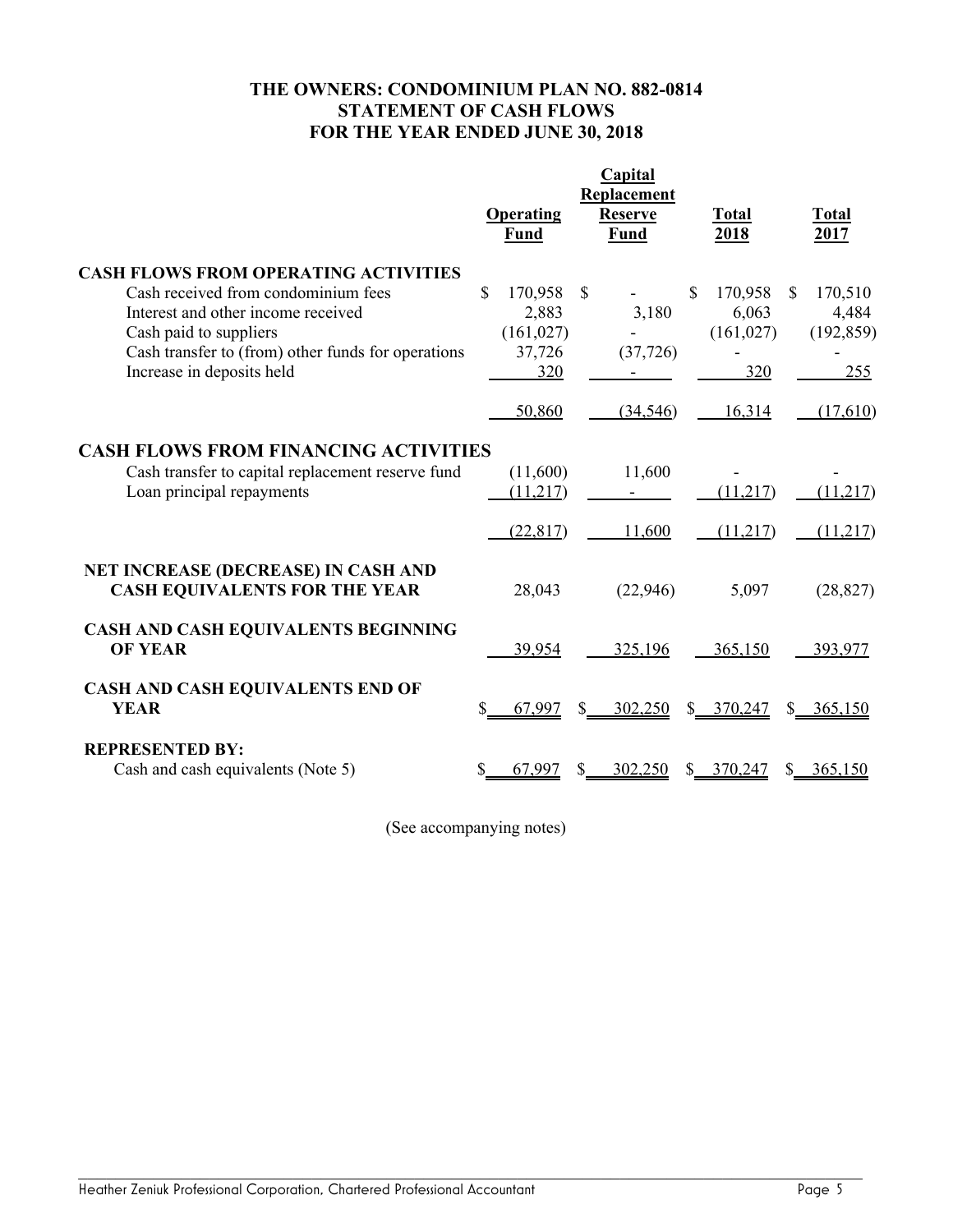# THE OWNERS: CONDOMINIUM PLAN NO. 882-0814
## STATEMENT OF CASH FLOWS
## FOR THE YEAR ENDED JUNE 30, 2018

| | Operating Fund | Capital Replacement Reserve Fund | Total 2018 | Total 2017 |
|---|---|---|---|---|
| **CASH FLOWS FROM OPERATING ACTIVITIES** | | | | |
| Cash received from condominium fees | $ 170,958 | $ - | $ 170,958 | $ 170,510 |
| Interest and other income received | 2,883 | 3,180 | 6,063 | 4,484 |
| Cash paid to suppliers | (161,027) | - | (161,027) | (192,859) |
| Cash transfer to (from) other funds for operations | 37,726 | (37,726) | - | - |
| Increase in deposits held | 320 | - | 320 | 255 |
| | 50,860 | (34,546) | 16,314 | (17,610) |
| **CASH FLOWS FROM FINANCING ACTIVITIES** | | | | |
| Cash transfer to capital replacement reserve fund | (11,600) | 11,600 | - | - |
| Loan principal repayments | (11,217) | - | (11,217) | (11,217) |
| | (22,817) | 11,600 | (11,217) | (11,217) |
| **NET INCREASE (DECREASE) IN CASH AND CASH EQUIVALENTS FOR THE YEAR** | 28,043 | (22,946) | 5,097 | (28,827) |
| **CASH AND CASH EQUIVALENTS BEGINNING OF YEAR** | 39,954 | 325,196 | 365,150 | 393,977 |
| **CASH AND CASH EQUIVALENTS END OF YEAR** | $ 67,997 | $ 302,250 | $ 370,247 | $ 365,150 |
| **REPRESENTED BY:** | | | | |
| Cash and cash equivalents (Note 5) | $ 67,997 | $ 302,250 | $ 370,247 | $ 365,150 |

(See accompanying notes)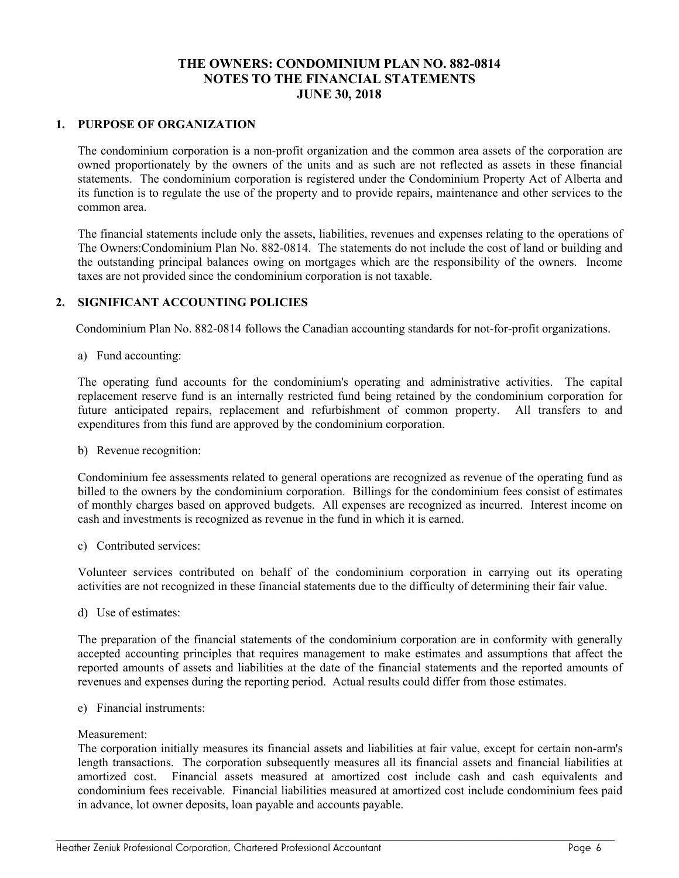# THE OWNERS: CONDOMINIUM PLAN NO. 882-0814
# NOTES TO THE FINANCIAL STATEMENTS
# JUNE 30, 2018

## 1. PURPOSE OF ORGANIZATION

The condominium corporation is a non-profit organization and the common area assets of the corporation are owned proportionately by the owners of the units and as such are not reflected as assets in these financial statements. The condominium corporation is registered under the Condominium Property Act of Alberta and its function is to regulate the use of the property and to provide repairs, maintenance and other services to the common area.

The financial statements include only the assets, liabilities, revenues and expenses relating to the operations of The Owners:Condominium Plan No. 882-0814. The statements do not include the cost of land or building and the outstanding principal balances owing on mortgages which are the responsibility of the owners. Income taxes are not provided since the condominium corporation is not taxable.

## 2. SIGNIFICANT ACCOUNTING POLICIES

Condominium Plan No. 882-0814 follows the Canadian accounting standards for not-for-profit organizations.

a) Fund accounting:

The operating fund accounts for the condominium's operating and administrative activities. The capital replacement reserve fund is an internally restricted fund being retained by the condominium corporation for future anticipated repairs, replacement and refurbishment of common property. All transfers to and expenditures from this fund are approved by the condominium corporation.

b) Revenue recognition:

Condominium fee assessments related to general operations are recognized as revenue of the operating fund as billed to the owners by the condominium corporation. Billings for the condominium fees consist of estimates of monthly charges based on approved budgets. All expenses are recognized as incurred. Interest income on cash and investments is recognized as revenue in the fund in which it is earned.

c) Contributed services:

Volunteer services contributed on behalf of the condominium corporation in carrying out its operating activities are not recognized in these financial statements due to the difficulty of determining their fair value.

d) Use of estimates:

The preparation of the financial statements of the condominium corporation are in conformity with generally accepted accounting principles that requires management to make estimates and assumptions that affect the reported amounts of assets and liabilities at the date of the financial statements and the reported amounts of revenues and expenses during the reporting period. Actual results could differ from those estimates.

e) Financial instruments:

Measurement:
The corporation initially measures its financial assets and liabilities at fair value, except for certain non-arm's length transactions. The corporation subsequently measures all its financial assets and financial liabilities at amortized cost. Financial assets measured at amortized cost include cash and cash equivalents and condominium fees receivable. Financial liabilities measured at amortized cost include condominium fees paid in advance, lot owner deposits, loan payable and accounts payable.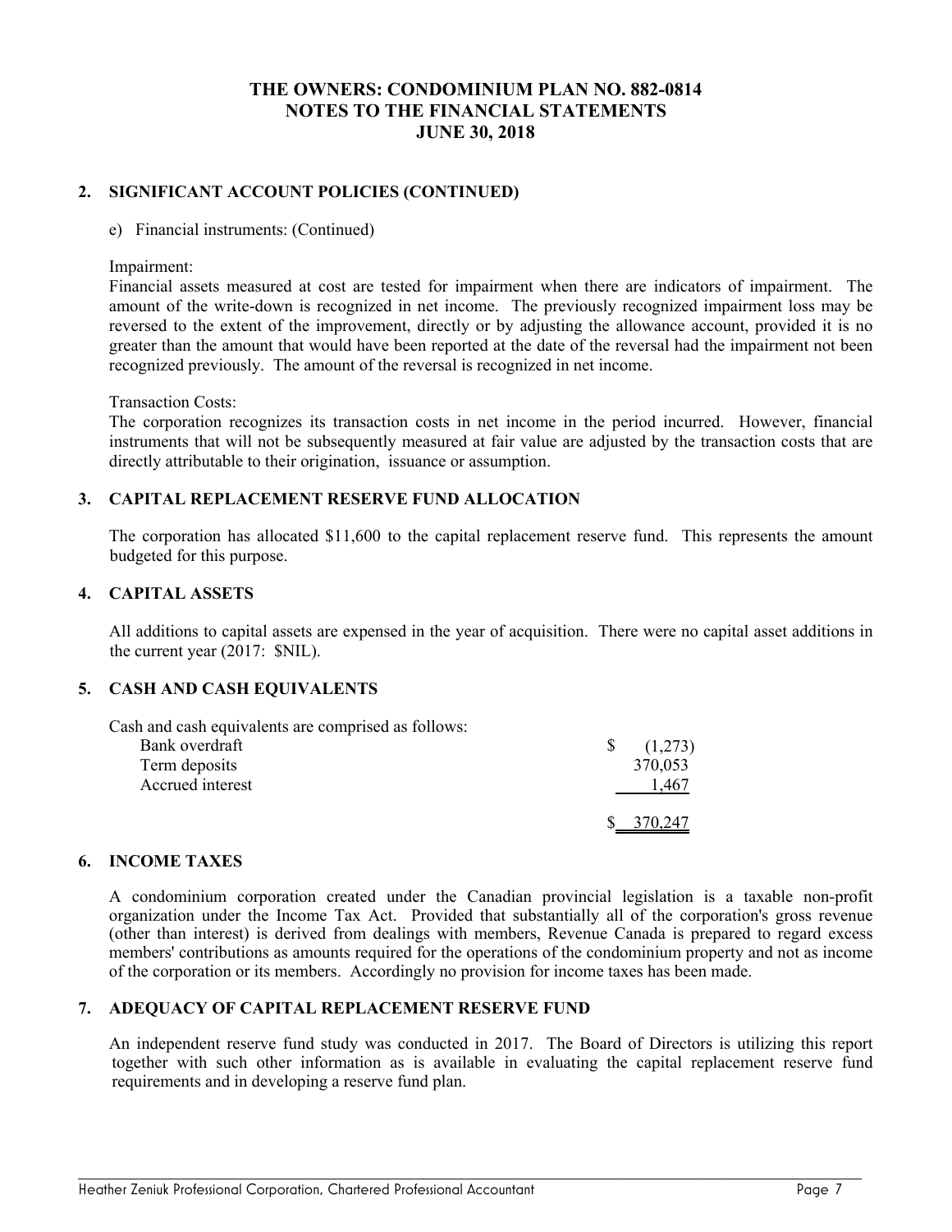# THE OWNERS: CONDOMINIUM PLAN NO. 882-0814
# NOTES TO THE FINANCIAL STATEMENTS
# JUNE 30, 2018

## 2. SIGNIFICANT ACCOUNT POLICIES (CONTINUED)

e) Financial instruments: (Continued)

Impairment:

Financial assets measured at cost are tested for impairment when there are indicators of impairment. The amount of the write-down is recognized in net income. The previously recognized impairment loss may be reversed to the extent of the improvement, directly or by adjusting the allowance account, provided it is no greater than the amount that would have been reported at the date of the reversal had the impairment not been recognized previously. The amount of the reversal is recognized in net income.

Transaction Costs:

The corporation recognizes its transaction costs in net income in the period incurred. However, financial instruments that will not be subsequently measured at fair value are adjusted by the transaction costs that are directly attributable to their origination, issuance or assumption.

## 3. CAPITAL REPLACEMENT RESERVE FUND ALLOCATION

The corporation has allocated $11,600 to the capital replacement reserve fund. This represents the amount budgeted for this purpose.

## 4. CAPITAL ASSETS

All additions to capital assets are expensed in the year of acquisition. There were no capital asset additions in the current year (2017: $NIL).

## 5. CASH AND CASH EQUIVALENTS

Cash and cash equivalents are comprised as follows:

| | |
|---|---|
| Bank overdraft | $ (1,273) |
| Term deposits | 370,053 |
| Accrued interest | 1,467 |
| | $ 370,247 |

## 6. INCOME TAXES

A condominium corporation created under the Canadian provincial legislation is a taxable non-profit organization under the Income Tax Act. Provided that substantially all of the corporation's gross revenue (other than interest) is derived from dealings with members, Revenue Canada is prepared to regard excess members' contributions as amounts required for the operations of the condominium property and not as income of the corporation or its members. Accordingly no provision for income taxes has been made.

## 7. ADEQUACY OF CAPITAL REPLACEMENT RESERVE FUND

An independent reserve fund study was conducted in 2017. The Board of Directors is utilizing this report together with such other information as is available in evaluating the capital replacement reserve fund requirements and in developing a reserve fund plan.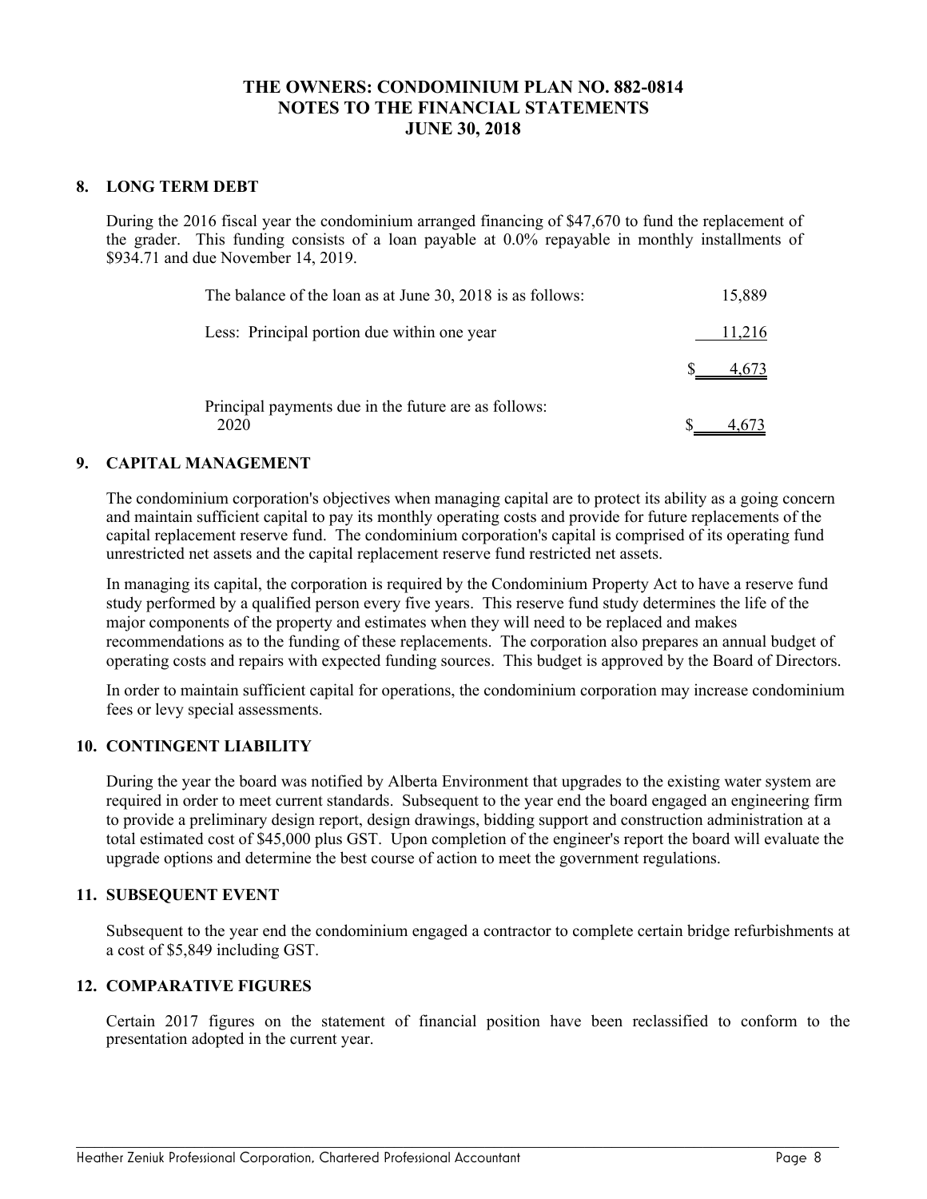# THE OWNERS: CONDOMINIUM PLAN NO. 882-0814
# NOTES TO THE FINANCIAL STATEMENTS
# JUNE 30, 2018

## 8. LONG TERM DEBT

During the 2016 fiscal year the condominium arranged financing of $47,670 to fund the replacement of the grader. This funding consists of a loan payable at 0.0% repayable in monthly installments of $934.71 and due November 14, 2019.

| | |
|---|---:|
| The balance of the loan as at June 30, 2018 is as follows: | 15,889 |
| Less: Principal portion due within one year | 11,216 |
| | $ 4,673 |
| Principal payments due in the future are as follows: | |
| 2020 | $ 4,673 |

## 9. CAPITAL MANAGEMENT

The condominium corporation's objectives when managing capital are to protect its ability as a going concern and maintain sufficient capital to pay its monthly operating costs and provide for future replacements of the capital replacement reserve fund. The condominium corporation's capital is comprised of its operating fund unrestricted net assets and the capital replacement reserve fund restricted net assets.

In managing its capital, the corporation is required by the Condominium Property Act to have a reserve fund study performed by a qualified person every five years. This reserve fund study determines the life of the major components of the property and estimates when they will need to be replaced and makes recommendations as to the funding of these replacements. The corporation also prepares an annual budget of operating costs and repairs with expected funding sources. This budget is approved by the Board of Directors.

In order to maintain sufficient capital for operations, the condominium corporation may increase condominium fees or levy special assessments.

## 10. CONTINGENT LIABILITY

During the year the board was notified by Alberta Environment that upgrades to the existing water system are required in order to meet current standards. Subsequent to the year end the board engaged an engineering firm to provide a preliminary design report, design drawings, bidding support and construction administration at a total estimated cost of $45,000 plus GST. Upon completion of the engineer's report the board will evaluate the upgrade options and determine the best course of action to meet the government regulations.

## 11. SUBSEQUENT EVENT

Subsequent to the year end the condominium engaged a contractor to complete certain bridge refurbishments at a cost of $5,849 including GST.

## 12. COMPARATIVE FIGURES

Certain 2017 figures on the statement of financial position have been reclassified to conform to the presentation adopted in the current year.